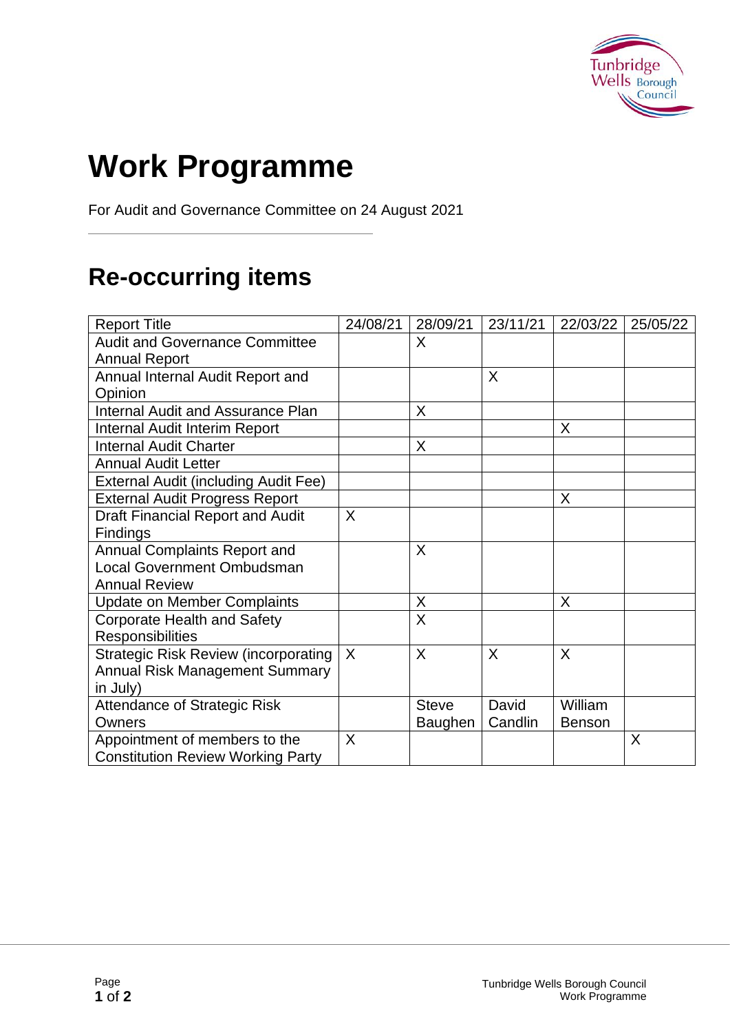# Work Programme

For Audit and Governance Committee on 24 August 2021

## Re-occurring items

| Report Title | 24/08/21 | 28/09/21 | 23/11/21 | 22/03/22 | 25/05/22 |
|---|---|---|---|---|---|
| Audit and Governance Committee Annual Report | | X | | | |
| Annual Internal Audit Report and Opinion | | | X | | |
| Internal Audit and Assurance Plan | | X | | | |
| Internal Audit Interim Report | | | | X | |
| Internal Audit Charter | | X | | | |
| Annual Audit Letter | | | | | |
| External Audit (including Audit Fee) | | | | | |
| External Audit Progress Report | | | | X | |
| Draft Financial Report and Audit Findings | X | | | | |
| Annual Complaints Report and Local Government Ombudsman Annual Review | | X | | | |
| Update on Member Complaints | | X | | X | |
| Corporate Health and Safety Responsibilities | | X | | | |
| Strategic Risk Review (incorporating Annual Risk Management Summary in July) | X | X | X | X | |
| Attendance of Strategic Risk Owners | | Steve Baughen | David Candlin | William Benson | |
| Appointment of members to the Constitution Review Working Party | X | | | | X |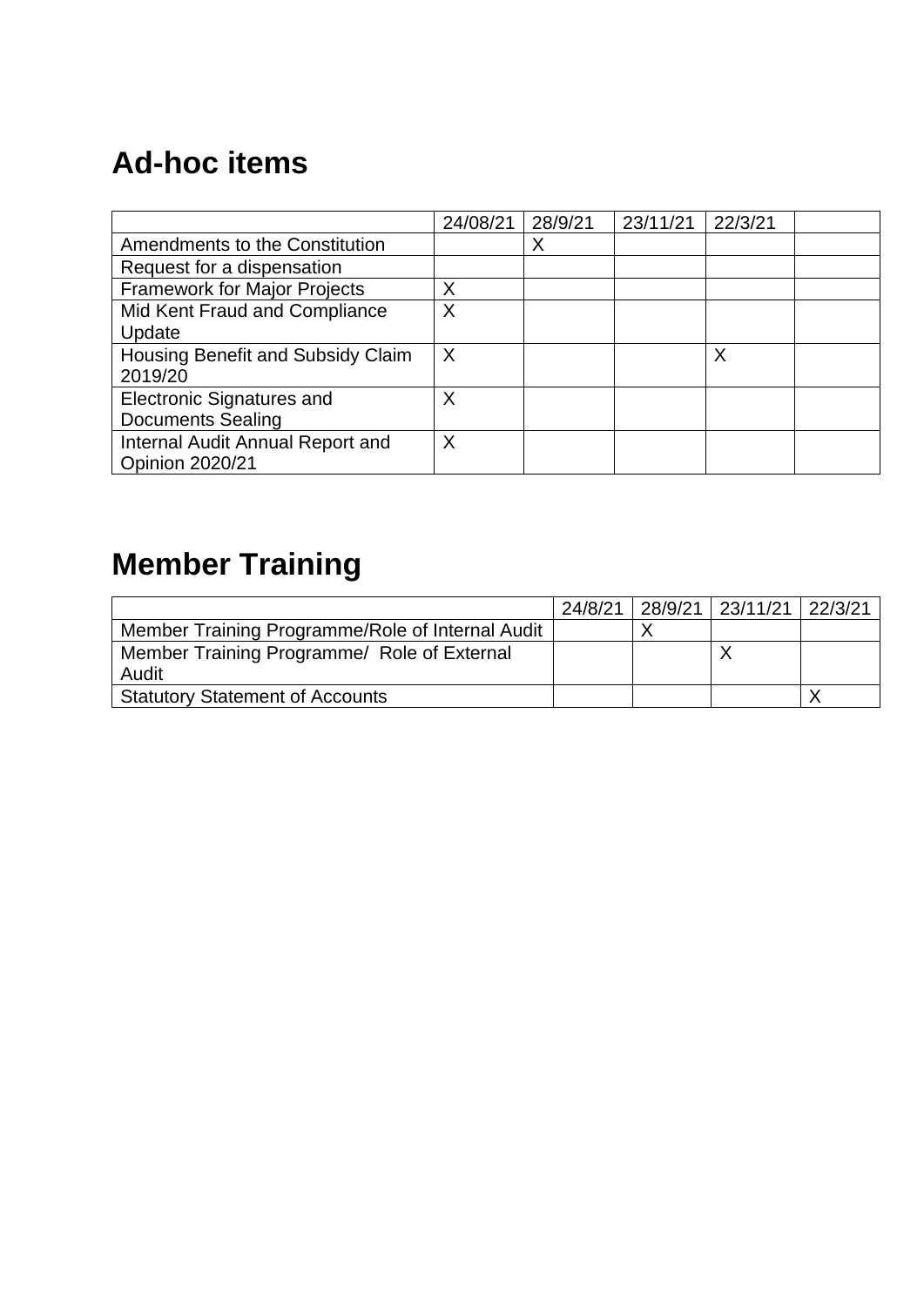## Ad-hoc items

| | 24/08/21 | 28/9/21 | 23/11/21 | 22/3/21 | |
|---|---|---|---|---|---|
| Amendments to the Constitution | | X | | | |
| Request for a dispensation | | | | | |
| Framework for Major Projects | X | | | | |
| Mid Kent Fraud and Compliance Update | X | | | | |
| Housing Benefit and Subsidy Claim 2019/20 | X | | | X | |
| Electronic Signatures and Documents Sealing | X | | | | |
| Internal Audit Annual Report and Opinion 2020/21 | X | | | | |

## Member Training

| | 24/8/21 | 28/9/21 | 23/11/21 | 22/3/21 |
|---|---|---|---|---|
| Member Training Programme/Role of Internal Audit | | X | | |
| Member Training Programme/ Role of External Audit | | | X | |
| Statutory Statement of Accounts | | | | X |